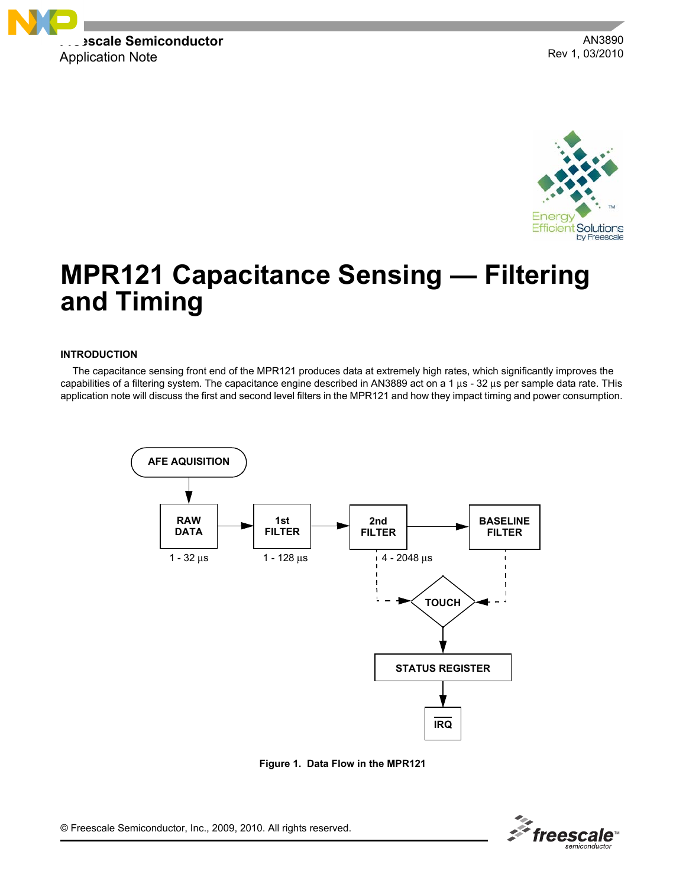Freescale Semiconductor
Application Note

AN3890
Rev 1, 03/2010

# MPR121 Capacitance Sensing — Filtering and Timing

## INTRODUCTION

The capacitance sensing front end of the MPR121 produces data at extremely high rates, which significantly improves the capabilities of a filtering system. The capacitance engine described in AN3889 act on a 1 µs - 32 µs per sample data rate. THis application note will discuss the first and second level filters in the MPR121 and how they impact timing and power consumption.

AFE AQUISITION → RAW DATA (1 - 32 µs) → 1st FILTER (1 - 128 µs) → 2nd FILTER (4 - 2048 µs) → BASELINE FILTER

2nd FILTER, BASELINE FILTER → TOUCH → STATUS REGISTER → $\overline{\text{IRQ}}$

**Figure 1. Data Flow in the MPR121**

© Freescale Semiconductor, Inc., 2009, 2010. All rights reserved.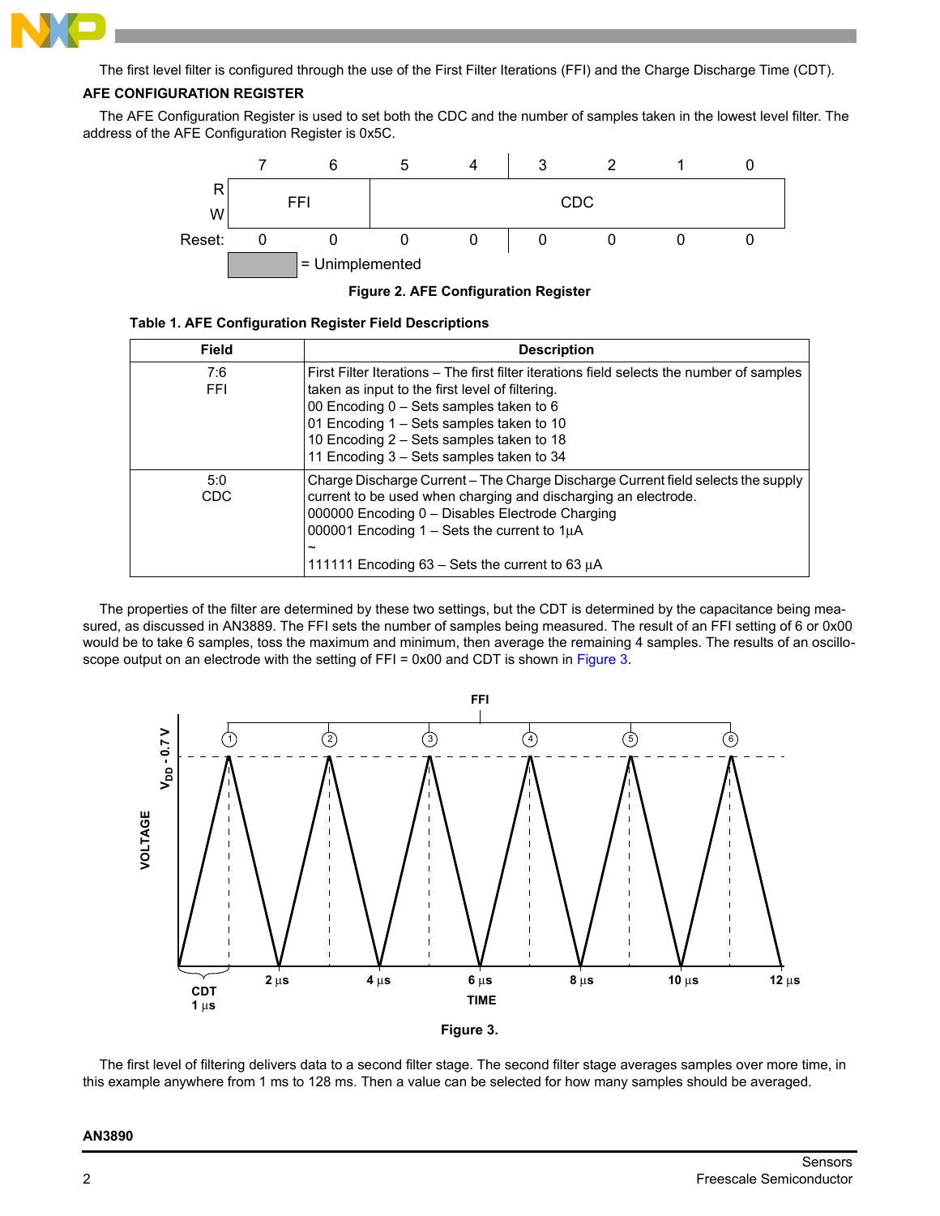The first level filter is configured through the use of the First Filter Iterations (FFI) and the Charge Discharge Time (CDT).

### AFE CONFIGURATION REGISTER

The AFE Configuration Register is used to set both the CDC and the number of samples taken in the lowest level filter. The address of the AFE Configuration Register is 0x5C.

| | 7 | 6 | 5 | 4 | 3 | 2 | 1 | 0 |
|---|---|---|---|---|---|---|---|---|
| R/W | FFI | | CDC | | | | | |
| Reset: | 0 | 0 | 0 | 0 | 0 | 0 | 0 | 0 |

= Unimplemented

**Figure 2. AFE Configuration Register**

**Table 1. AFE Configuration Register Field Descriptions**

| Field | Description |
|---|---|
| 7:6<br>FFI | First Filter Iterations – The first filter iterations field selects the number of samples taken as input to the first level of filtering.<br>00 Encoding 0 – Sets samples taken to 6<br>01 Encoding 1 – Sets samples taken to 10<br>10 Encoding 2 – Sets samples taken to 18<br>11 Encoding 3 – Sets samples taken to 34 |
| 5:0<br>CDC | Charge Discharge Current – The Charge Discharge Current field selects the supply current to be used when charging and discharging an electrode.<br>000000 Encoding 0 – Disables Electrode Charging<br>000001 Encoding 1 – Sets the current to 1µA<br>~<br>111111 Encoding 63 – Sets the current to 63 µA |

The properties of the filter are determined by these two settings, but the CDT is determined by the capacitance being measured, as discussed in AN3889. The FFI sets the number of samples being measured. The result of an FFI setting of 6 or 0x00 would be to take 6 samples, toss the maximum and minimum, then average the remaining 4 samples. The results of an oscilloscope output on an electrode with the setting of FFI = 0x00 and CDT is shown in Figure 3.

**Figure 3.**

The first level of filtering delivers data to a second filter stage. The second filter stage averages samples over more time, in this example anywhere from 1 ms to 128 ms. Then a value can be selected for how many samples should be averaged.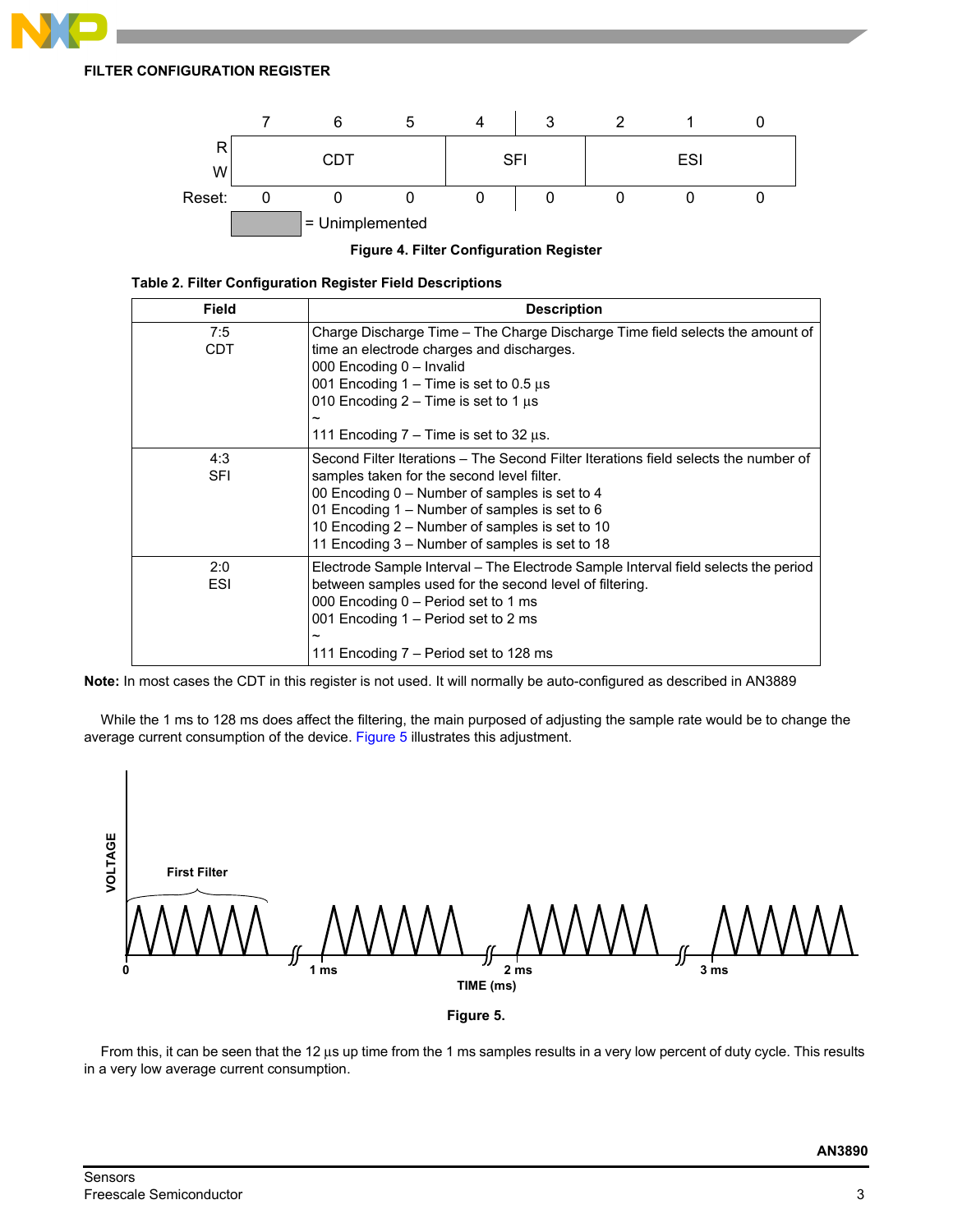### FILTER CONFIGURATION REGISTER

| | 7 | 6 | 5 | 4 | 3 | 2 | 1 | 0 |
|---|---|---|---|---|---|---|---|---|
| R/W | CDT | | | SFI | | ESI | | |
| Reset: | 0 | 0 | 0 | 0 | 0 | 0 | 0 | 0 |

= Unimplemented

**Figure 4. Filter Configuration Register**

**Table 2. Filter Configuration Register Field Descriptions**

| Field | Description |
|---|---|
| 7:5<br>CDT | Charge Discharge Time – The Charge Discharge Time field selects the amount of time an electrode charges and discharges.<br>000 Encoding 0 – Invalid<br>001 Encoding 1 – Time is set to 0.5 µs<br>010 Encoding 2 – Time is set to 1 µs<br>~<br>111 Encoding 7 – Time is set to 32 µs. |
| 4:3<br>SFI | Second Filter Iterations – The Second Filter Iterations field selects the number of samples taken for the second level filter.<br>00 Encoding 0 – Number of samples is set to 4<br>01 Encoding 1 – Number of samples is set to 6<br>10 Encoding 2 – Number of samples is set to 10<br>11 Encoding 3 – Number of samples is set to 18 |
| 2:0<br>ESI | Electrode Sample Interval – The Electrode Sample Interval field selects the period between samples used for the second level of filtering.<br>000 Encoding 0 – Period set to 1 ms<br>001 Encoding 1 – Period set to 2 ms<br>~<br>111 Encoding 7 – Period set to 128 ms |

**Note:** In most cases the CDT in this register is not used. It will normally be auto-configured as described in AN3889

While the 1 ms to 128 ms does affect the filtering, the main purposed of adjusting the sample rate would be to change the average current consumption of the device. Figure 5 illustrates this adjustment.

**Figure 5.**

From this, it can be seen that the 12 µs up time from the 1 ms samples results in a very low percent of duty cycle. This results in a very low average current consumption.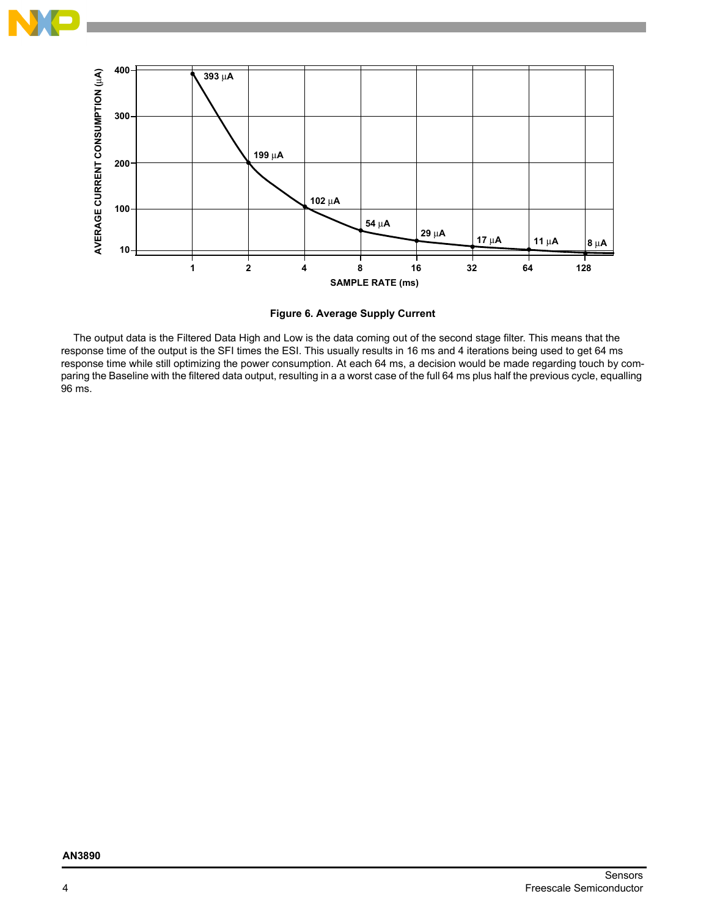Figure 6. Average Supply Current

The output data is the Filtered Data High and Low is the data coming out of the second stage filter. This means that the response time of the output is the SFI times the ESI. This usually results in 16 ms and 4 iterations being used to get 64 ms response time while still optimizing the power consumption. At each 64 ms, a decision would be made regarding touch by comparing the Baseline with the filtered data output, resulting in a a worst case of the full 64 ms plus half the previous cycle, equalling 96 ms.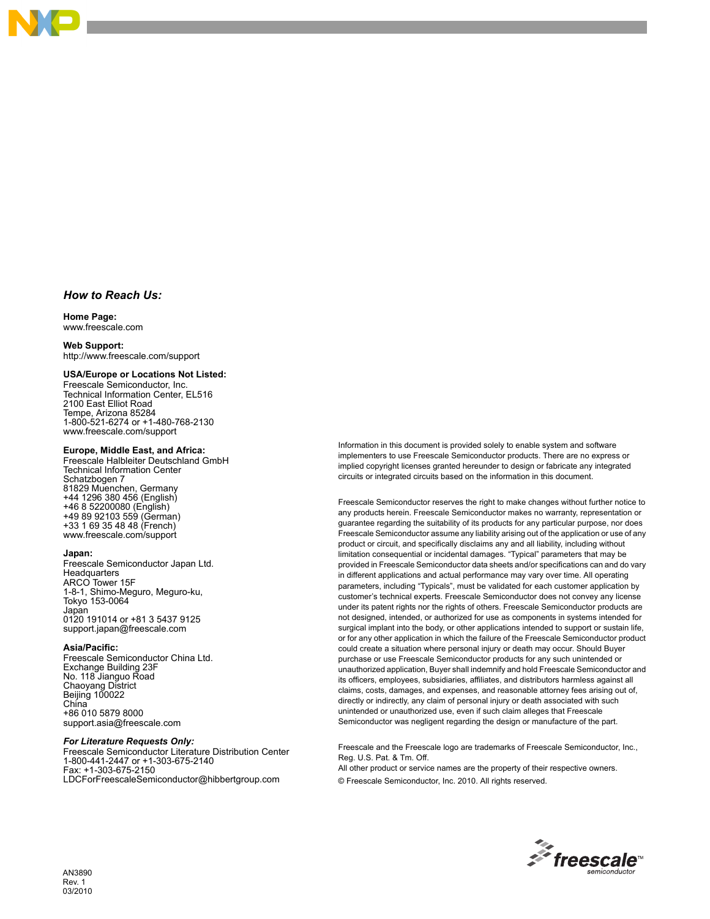*How to Reach Us:*

**Home Page:**
www.freescale.com

**Web Support:**
http://www.freescale.com/support

**USA/Europe or Locations Not Listed:**
Freescale Semiconductor, Inc.
Technical Information Center, EL516
2100 East Elliot Road
Tempe, Arizona 85284
1-800-521-6274 or +1-480-768-2130
www.freescale.com/support

**Europe, Middle East, and Africa:**
Freescale Halbleiter Deutschland GmbH
Technical Information Center
Schatzbogen 7
81829 Muenchen, Germany
+44 1296 380 456 (English)
+46 8 52200080 (English)
+49 89 92103 559 (German)
+33 1 69 35 48 48 (French)
www.freescale.com/support

**Japan:**
Freescale Semiconductor Japan Ltd.
Headquarters
ARCO Tower 15F
1-8-1, Shimo-Meguro, Meguro-ku,
Tokyo 153-0064
Japan
0120 191014 or +81 3 5437 9125
support.japan@freescale.com

**Asia/Pacific:**
Freescale Semiconductor China Ltd.
Exchange Building 23F
No. 118 Jianguo Road
Chaoyang District
Beijing 100022
China
+86 010 5879 8000
support.asia@freescale.com

***For Literature Requests Only:***
Freescale Semiconductor Literature Distribution Center
1-800-441-2447 or +1-303-675-2140
Fax: +1-303-675-2150
LDCForFreescaleSemiconductor@hibbertgroup.com

Information in this document is provided solely to enable system and software implementers to use Freescale Semiconductor products. There are no express or implied copyright licenses granted hereunder to design or fabricate any integrated circuits or integrated circuits based on the information in this document.

Freescale Semiconductor reserves the right to make changes without further notice to any products herein. Freescale Semiconductor makes no warranty, representation or guarantee regarding the suitability of its products for any particular purpose, nor does Freescale Semiconductor assume any liability arising out of the application or use of any product or circuit, and specifically disclaims any and all liability, including without limitation consequential or incidental damages. "Typical" parameters that may be provided in Freescale Semiconductor data sheets and/or specifications can and do vary in different applications and actual performance may vary over time. All operating parameters, including "Typicals", must be validated for each customer application by customer's technical experts. Freescale Semiconductor does not convey any license under its patent rights nor the rights of others. Freescale Semiconductor products are not designed, intended, or authorized for use as components in systems intended for surgical implant into the body, or other applications intended to support or sustain life, or for any other application in which the failure of the Freescale Semiconductor product could create a situation where personal injury or death may occur. Should Buyer purchase or use Freescale Semiconductor products for any such unintended or unauthorized application, Buyer shall indemnify and hold Freescale Semiconductor and its officers, employees, subsidiaries, affiliates, and distributors harmless against all claims, costs, damages, and expenses, and reasonable attorney fees arising out of, directly or indirectly, any claim of personal injury or death associated with such unintended or unauthorized use, even if such claim alleges that Freescale Semiconductor was negligent regarding the design or manufacture of the part.

Freescale and the Freescale logo are trademarks of Freescale Semiconductor, Inc., Reg. U.S. Pat. & Tm. Off.
All other product or service names are the property of their respective owners.
© Freescale Semiconductor, Inc. 2010. All rights reserved.

AN3890
Rev. 1
03/2010